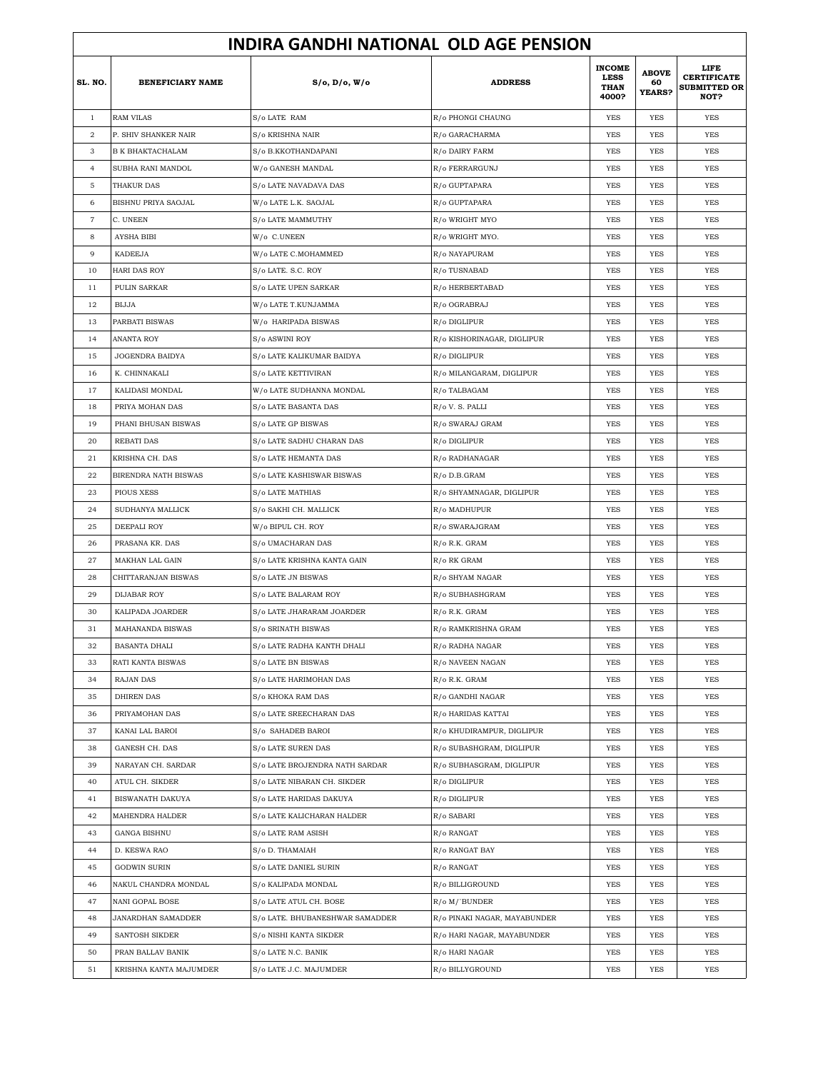# INDIRA GANDHI NATIONAL OLD AGE PENSION

| SL. NO. | BENEFICIARY NAME | S/o, D/o, W/o | ADDRESS | INCOME LESS THAN 4000? | ABOVE 60 YEARS? | LIFE CERTIFICATE SUBMITTED OR NOT? |
|---|---|---|---|---|---|---|
| 1 | RAM VILAS | S/o LATE RAM | R/o PHONGI CHAUNG | YES | YES | YES |
| 2 | P. SHIV SHANKER NAIR | S/o KRISHNA NAIR | R/o GARACHARMA | YES | YES | YES |
| 3 | B K BHAKTACHALAM | S/o B.KKOTHANDAPANI | R/o DAIRY FARM | YES | YES | YES |
| 4 | SUBHA RANI MANDOL | W/o GANESH MANDAL | R/o FERRARGUNJ | YES | YES | YES |
| 5 | THAKUR DAS | S/o LATE NAVADAVA DAS | R/o GUPTAPARA | YES | YES | YES |
| 6 | BISHNU PRIYA SAOJAL | W/o LATE L.K. SAOJAL | R/o GUPTAPARA | YES | YES | YES |
| 7 | C. UNEEN | S/o LATE MAMMUTHY | R/o WRIGHT MYO | YES | YES | YES |
| 8 | AYSHA BIBI | W/o C.UNEEN | R/o WRIGHT MYO. | YES | YES | YES |
| 9 | KADEEJA | W/o LATE C.MOHAMMED | R/o NAYAPURAM | YES | YES | YES |
| 10 | HARI DAS ROY | S/o LATE. S.C. ROY | R/o TUSNABAD | YES | YES | YES |
| 11 | PULIN SARKAR | S/o LATE UPEN SARKAR | R/o HERBERTABAD | YES | YES | YES |
| 12 | BIJJA | W/o LATE T.KUNJAMMA | R/o OGRABRAJ | YES | YES | YES |
| 13 | PARBATI BISWAS | W/o HARIPADA BISWAS | R/o DIGLIPUR | YES | YES | YES |
| 14 | ANANTA ROY | S/o ASWINI ROY | R/o KISHORINAGAR, DIGLIPUR | YES | YES | YES |
| 15 | JOGENDRA BAIDYA | S/o LATE KALIKUMAR BAIDYA | R/o DIGLIPUR | YES | YES | YES |
| 16 | K. CHINNAKALI | S/o LATE KETTIVIRAN | R/o MILANGARAM, DIGLIPUR | YES | YES | YES |
| 17 | KALIDASI MONDAL | W/o LATE SUDHANNA MONDAL | R/o TALBAGAM | YES | YES | YES |
| 18 | PRIYA MOHAN DAS | S/o LATE BASANTA DAS | R/o V. S. PALLI | YES | YES | YES |
| 19 | PHANI BHUSAN BISWAS | S/o LATE GP BISWAS | R/o SWARAJ GRAM | YES | YES | YES |
| 20 | REBATI DAS | S/o LATE SADHU CHARAN DAS | R/o DIGLIPUR | YES | YES | YES |
| 21 | KRISHNA CH. DAS | S/o LATE HEMANTA DAS | R/o RADHANAGAR | YES | YES | YES |
| 22 | BIRENDRA NATH BISWAS | S/o LATE KASHISWAR BISWAS | R/o D.B.GRAM | YES | YES | YES |
| 23 | PIOUS XESS | S/o LATE MATHIAS | R/o SHYAMNAGAR, DIGLIPUR | YES | YES | YES |
| 24 | SUDHANYA MALLICK | S/o SAKHI CH. MALLICK | R/o MADHUPUR | YES | YES | YES |
| 25 | DEEPALI ROY | W/o BIPUL CH. ROY | R/o SWARAJGRAM | YES | YES | YES |
| 26 | PRASANA KR. DAS | S/o UMACHARAN DAS | R/o R.K. GRAM | YES | YES | YES |
| 27 | MAKHAN LAL GAIN | S/o LATE KRISHNA KANTA GAIN | R/o RK GRAM | YES | YES | YES |
| 28 | CHITTARANJAN BISWAS | S/o LATE JN BISWAS | R/o SHYAM NAGAR | YES | YES | YES |
| 29 | DIJABAR ROY | S/o LATE BALARAM ROY | R/o SUBHASHGRAM | YES | YES | YES |
| 30 | KALIPADA JOARDER | S/o LATE JHARARAM JOARDER | R/o R.K. GRAM | YES | YES | YES |
| 31 | MAHANANDA BISWAS | S/o SRINATH BISWAS | R/o RAMKRISHNA GRAM | YES | YES | YES |
| 32 | BASANTA DHALI | S/o LATE RADHA KANTH DHALI | R/o RADHA NAGAR | YES | YES | YES |
| 33 | RATI KANTA BISWAS | S/o LATE BN BISWAS | R/o NAVEEN NAGAN | YES | YES | YES |
| 34 | RAJAN DAS | S/o LATE HARIMOHAN DAS | R/o R.K. GRAM | YES | YES | YES |
| 35 | DHIREN DAS | S/o KHOKA RAM DAS | R/o GANDHI NAGAR | YES | YES | YES |
| 36 | PRIYAMOHAN DAS | S/o LATE SREECHARAN DAS | R/o HARIDAS KATTAI | YES | YES | YES |
| 37 | KANAI LAL BAROI | S/o SAHADEB BAROI | R/o KHUDIRAMPUR, DIGLIPUR | YES | YES | YES |
| 38 | GANESH CH. DAS | S/o LATE SUREN DAS | R/o SUBASHGRAM, DIGLIPUR | YES | YES | YES |
| 39 | NARAYAN CH. SARDAR | S/o LATE BROJENDRA NATH SARDAR | R/o SUBHASGRAM, DIGLIPUR | YES | YES | YES |
| 40 | ATUL CH. SIKDER | S/o LATE NIBARAN CH. SIKDER | R/o DIGLIPUR | YES | YES | YES |
| 41 | BISWANATH DAKUYA | S/o LATE HARIDAS DAKUYA | R/o DIGLIPUR | YES | YES | YES |
| 42 | MAHENDRA HALDER | S/o LATE KALICHARAN HALDER | R/o SABARI | YES | YES | YES |
| 43 | GANGA BISHNU | S/o LATE RAM ASISH | R/o RANGAT | YES | YES | YES |
| 44 | D. KESWA RAO | S/o D. THAMAIAH | R/o RANGAT BAY | YES | YES | YES |
| 45 | GODWIN SURIN | S/o LATE DANIEL SURIN | R/o RANGAT | YES | YES | YES |
| 46 | NAKUL CHANDRA MONDAL | S/o KALIPADA MONDAL | R/o BILLIGROUND | YES | YES | YES |
| 47 | NANI GOPAL BOSE | S/o LATE ATUL CH. BOSE | R/o M/`BUNDER | YES | YES | YES |
| 48 | JANARDHAN SAMADDER | S/o LATE. BHUBANESHWAR SAMADDER | R/o PINAKI NAGAR, MAYABUNDER | YES | YES | YES |
| 49 | SANTOSH SIKDER | S/o NISHI KANTA SIKDER | R/o HARI NAGAR, MAYABUNDER | YES | YES | YES |
| 50 | PRAN BALLAV BANIK | S/o LATE N.C. BANIK | R/o HARI NAGAR | YES | YES | YES |
| 51 | KRISHNA KANTA MAJUMDER | S/o LATE J.C. MAJUMDER | R/o BILLYGROUND | YES | YES | YES |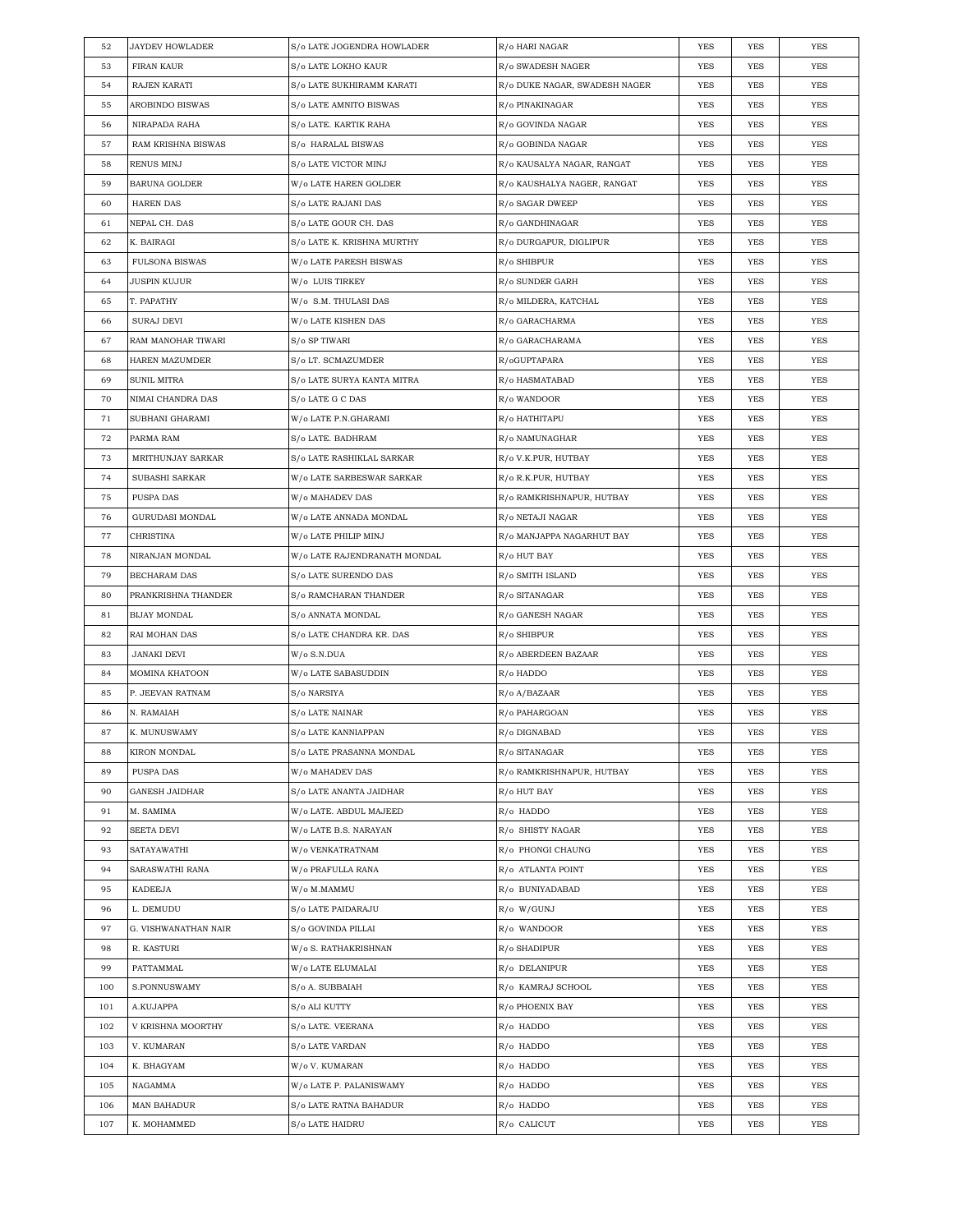| 52 | JAYDEV HOWLADER | S/o LATE JOGENDRA HOWLADER | R/o HARI NAGAR | YES | YES | YES |
|---|---|---|---|---|---|---|
| 53 | FIRAN KAUR | S/o LATE LOKHO KAUR | R/o SWADESH NAGER | YES | YES | YES |
| 54 | RAJEN KARATI | S/o LATE SUKHIRAMM KARATI | R/o DUKE NAGAR, SWADESH NAGER | YES | YES | YES |
| 55 | AROBINDO BISWAS | S/o LATE AMNITO BISWAS | R/o PINAKINAGAR | YES | YES | YES |
| 56 | NIRAPADA RAHA | S/o LATE. KARTIK RAHA | R/o GOVINDA NAGAR | YES | YES | YES |
| 57 | RAM KRISHNA BISWAS | S/o HARALAL BISWAS | R/o GOBINDA NAGAR | YES | YES | YES |
| 58 | RENUS MINJ | S/o LATE VICTOR MINJ | R/o KAUSALYA NAGAR, RANGAT | YES | YES | YES |
| 59 | BARUNA GOLDER | W/o LATE HAREN GOLDER | R/o KAUSHALYA NAGER, RANGAT | YES | YES | YES |
| 60 | HAREN DAS | S/o LATE RAJANI DAS | R/o SAGAR DWEEP | YES | YES | YES |
| 61 | NEPAL CH. DAS | S/o LATE GOUR CH. DAS | R/o GANDHINAGAR | YES | YES | YES |
| 62 | K. BAIRAGI | S/o LATE K. KRISHNA MURTHY | R/o DURGAPUR, DIGLIPUR | YES | YES | YES |
| 63 | FULSONA BISWAS | W/o LATE PARESH BISWAS | R/o SHIBPUR | YES | YES | YES |
| 64 | JUSPIN KUJUR | W/o LUIS TIRKEY | R/o SUNDER GARH | YES | YES | YES |
| 65 | T. PAPATHY | W/o S.M. THULASI DAS | R/o MILDERA, KATCHAL | YES | YES | YES |
| 66 | SURAJ DEVI | W/o LATE KISHEN DAS | R/o GARACHARMA | YES | YES | YES |
| 67 | RAM MANOHAR TIWARI | S/o SP TIWARI | R/o GARACHARAMA | YES | YES | YES |
| 68 | HAREN MAZUMDER | S/o LT. SCMAZUMDER | R/oGUPTAPARA | YES | YES | YES |
| 69 | SUNIL MITRA | S/o LATE SURYA KANTA MITRA | R/o HASMATABAD | YES | YES | YES |
| 70 | NIMAI CHANDRA DAS | S/o LATE G C DAS | R/o WANDOOR | YES | YES | YES |
| 71 | SUBHANI GHARAMI | W/o LATE P.N.GHARAMI | R/o HATHITAPU | YES | YES | YES |
| 72 | PARMA RAM | S/o LATE. BADHRAM | R/o NAMUNAGHAR | YES | YES | YES |
| 73 | MRITHUNJAY SARKAR | S/o LATE RASHIKLAL SARKAR | R/o V.K.PUR, HUTBAY | YES | YES | YES |
| 74 | SUBASHI SARKAR | W/o LATE SARBESWAR SARKAR | R/o R.K.PUR, HUTBAY | YES | YES | YES |
| 75 | PUSPA DAS | W/o MAHADEV DAS | R/o RAMKRISHNAPUR, HUTBAY | YES | YES | YES |
| 76 | GURUDASI MONDAL | W/o LATE ANNADA MONDAL | R/o NETAJI NAGAR | YES | YES | YES |
| 77 | CHRISTINA | W/o LATE PHILIP MINJ | R/o MANJAPPA NAGARHUT BAY | YES | YES | YES |
| 78 | NIRANJAN MONDAL | W/o LATE RAJENDRANATH MONDAL | R/o HUT BAY | YES | YES | YES |
| 79 | BECHARAM DAS | S/o LATE SURENDO DAS | R/o SMITH ISLAND | YES | YES | YES |
| 80 | PRANKRISHNA THANDER | S/o RAMCHARAN THANDER | R/o SITANAGAR | YES | YES | YES |
| 81 | BIJAY MONDAL | S/o ANNATA MONDAL | R/o GANESH NAGAR | YES | YES | YES |
| 82 | RAI MOHAN DAS | S/o LATE CHANDRA KR. DAS | R/o SHIBPUR | YES | YES | YES |
| 83 | JANAKI DEVI | W/o S.N.DUA | R/o ABERDEEN BAZAAR | YES | YES | YES |
| 84 | MOMINA KHATOON | W/o LATE SABASUDDIN | R/o HADDO | YES | YES | YES |
| 85 | P. JEEVAN RATNAM | S/o NARSIYA | R/o A/BAZAAR | YES | YES | YES |
| 86 | N. RAMAIAH | S/o LATE NAINAR | R/o PAHARGOAN | YES | YES | YES |
| 87 | K. MUNUSWAMY | S/o LATE KANNIAPPAN | R/o DIGNABAD | YES | YES | YES |
| 88 | KIRON MONDAL | S/o LATE PRASANNA MONDAL | R/o SITANAGAR | YES | YES | YES |
| 89 | PUSPA DAS | W/o MAHADEV DAS | R/o RAMKRISHNAPUR, HUTBAY | YES | YES | YES |
| 90 | GANESH JAIDHAR | S/o LATE ANANTA JAIDHAR | R/o HUT BAY | YES | YES | YES |
| 91 | M. SAMIMA | W/o LATE. ABDUL MAJEED | R/o HADDO | YES | YES | YES |
| 92 | SEETA DEVI | W/o LATE B.S. NARAYAN | R/o SHISTY NAGAR | YES | YES | YES |
| 93 | SATAYAWATHI | W/o VENKATRATNAM | R/o PHONGI CHAUNG | YES | YES | YES |
| 94 | SARASWATHI RANA | W/o PRAFULLA RANA | R/o ATLANTA POINT | YES | YES | YES |
| 95 | KADEEJA | W/o M.MAMMU | R/o BUNIYADABAD | YES | YES | YES |
| 96 | L. DEMUDU | S/o LATE PAIDARAJU | R/o W/GUNJ | YES | YES | YES |
| 97 | G. VISHWANATHAN NAIR | S/o GOVINDA PILLAI | R/o WANDOOR | YES | YES | YES |
| 98 | R. KASTURI | W/o S. RATHAKRISHNAN | R/o SHADIPUR | YES | YES | YES |
| 99 | PATTAMMAL | W/o LATE ELUMALAI | R/o DELANIPUR | YES | YES | YES |
| 100 | S.PONNUSWAMY | S/o A. SUBBAIAH | R/o KAMRAJ SCHOOL | YES | YES | YES |
| 101 | A.KUJAPPA | S/o ALI KUTTY | R/o PHOENIX BAY | YES | YES | YES |
| 102 | V KRISHNA MOORTHY | S/o LATE. VEERANA | R/o HADDO | YES | YES | YES |
| 103 | V. KUMARAN | S/o LATE VARDAN | R/o HADDO | YES | YES | YES |
| 104 | K. BHAGYAM | W/o V. KUMARAN | R/o HADDO | YES | YES | YES |
| 105 | NAGAMMA | W/o LATE P. PALANISWAMY | R/o HADDO | YES | YES | YES |
| 106 | MAN BAHADUR | S/o LATE RATNA BAHADUR | R/o HADDO | YES | YES | YES |
| 107 | K. MOHAMMED | S/o LATE HAIDRU | R/o CALICUT | YES | YES | YES |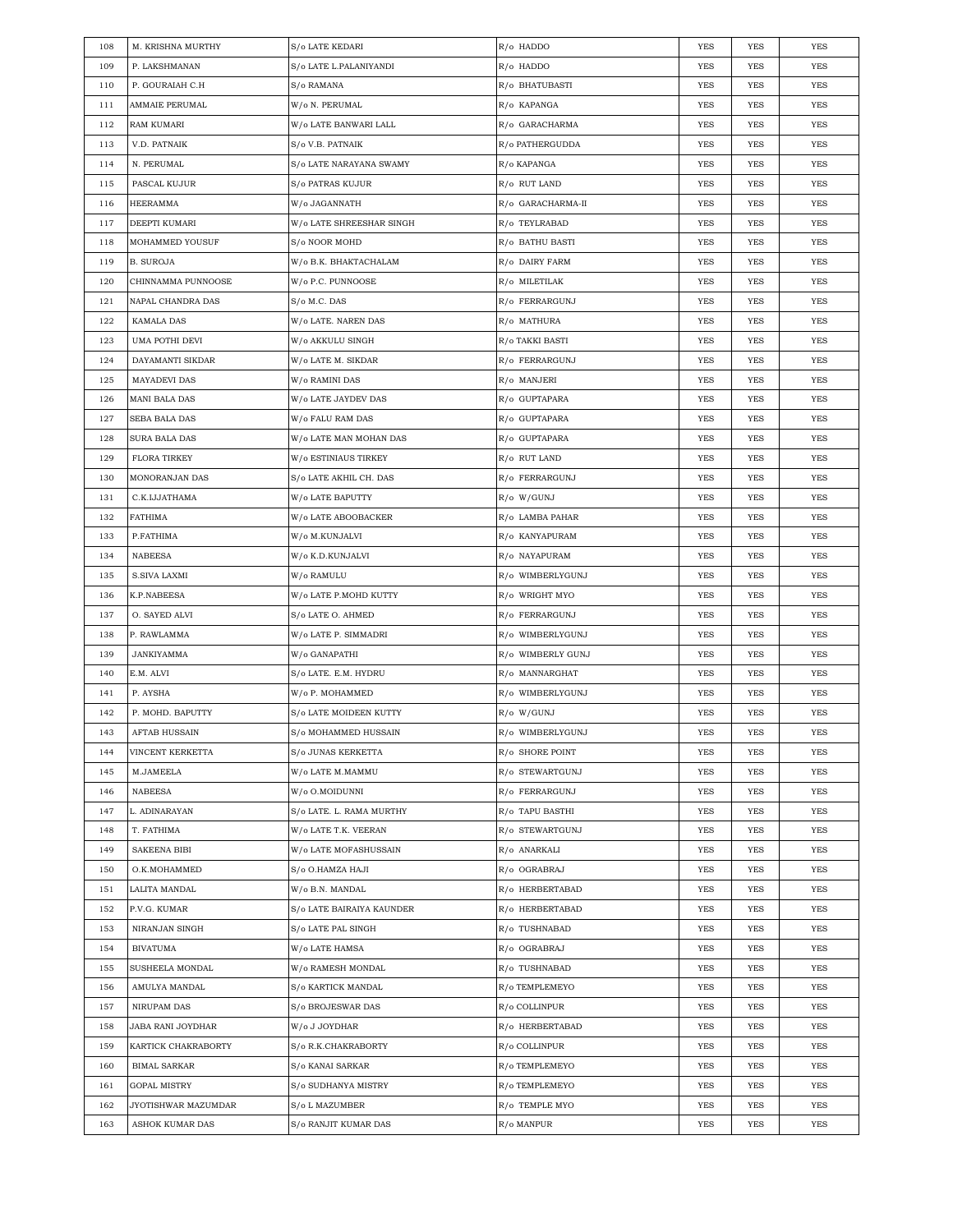| 108 | M. KRISHNA MURTHY | S/o LATE KEDARI | R/o HADDO | YES | YES | YES |
|---|---|---|---|---|---|---|
| 109 | P. LAKSHMANAN | S/o LATE L.PALANIYANDI | R/o HADDO | YES | YES | YES |
| 110 | P. GOURAIAH C.H | S/o RAMANA | R/o BHATUBASTI | YES | YES | YES |
| 111 | AMMAIE PERUMAL | W/o N. PERUMAL | R/o KAPANGA | YES | YES | YES |
| 112 | RAM KUMARI | W/o LATE BANWARI LALL | R/o GARACHARMA | YES | YES | YES |
| 113 | V.D. PATNAIK | S/o V.B. PATNAIK | R/o PATHERGUDDA | YES | YES | YES |
| 114 | N. PERUMAL | S/o LATE NARAYANA SWAMY | R/o KAPANGA | YES | YES | YES |
| 115 | PASCAL KUJUR | S/o PATRAS KUJUR | R/o RUT LAND | YES | YES | YES |
| 116 | HEERAMMA | W/o JAGANNATH | R/o GARACHARMA-II | YES | YES | YES |
| 117 | DEEPTI KUMARI | W/o LATE SHREESHAR SINGH | R/o TEYLRABAD | YES | YES | YES |
| 118 | MOHAMMED YOUSUF | S/o NOOR MOHD | R/o BATHU BASTI | YES | YES | YES |
| 119 | B. SUROJA | W/o B.K. BHAKTACHALAM | R/o DAIRY FARM | YES | YES | YES |
| 120 | CHINNAMMA PUNNOOSE | W/o P.C. PUNNOOSE | R/o MILETILAK | YES | YES | YES |
| 121 | NAPAL CHANDRA DAS | S/o M.C. DAS | R/o FERRARGUNJ | YES | YES | YES |
| 122 | KAMALA DAS | W/o LATE. NAREN DAS | R/o MATHURA | YES | YES | YES |
| 123 | UMA POTHI DEVI | W/o AKKULU SINGH | R/o TAKKI BASTI | YES | YES | YES |
| 124 | DAYAMANTI SIKDAR | W/o LATE M. SIKDAR | R/o FERRARGUNJ | YES | YES | YES |
| 125 | MAYADEVI DAS | W/o RAMINI DAS | R/o MANJERI | YES | YES | YES |
| 126 | MANI BALA DAS | W/o LATE JAYDEV DAS | R/o GUPTAPARA | YES | YES | YES |
| 127 | SEBA BALA DAS | W/o FALU RAM DAS | R/o GUPTAPARA | YES | YES | YES |
| 128 | SURA BALA DAS | W/o LATE MAN MOHAN DAS | R/o GUPTAPARA | YES | YES | YES |
| 129 | FLORA TIRKEY | W/o ESTINIAUS TIRKEY | R/o RUT LAND | YES | YES | YES |
| 130 | MONORANJAN DAS | S/o LATE AKHIL CH. DAS | R/o FERRARGUNJ | YES | YES | YES |
| 131 | C.K.IJJATHAMA | W/o LATE BAPUTTY | R/o W/GUNJ | YES | YES | YES |
| 132 | FATHIMA | W/o LATE ABOOBACKER | R/o LAMBA PAHAR | YES | YES | YES |
| 133 | P.FATHIMA | W/o M.KUNJALVI | R/o KANYAPURAM | YES | YES | YES |
| 134 | NABEESA | W/o K.D.KUNJALVI | R/o NAYAPURAM | YES | YES | YES |
| 135 | S.SIVA LAXMI | W/o RAMULU | R/o WIMBERLYGUNJ | YES | YES | YES |
| 136 | K.P.NABEESA | W/o LATE P.MOHD KUTTY | R/o WRIGHT MYO | YES | YES | YES |
| 137 | O. SAYED ALVI | S/o LATE O. AHMED | R/o FERRARGUNJ | YES | YES | YES |
| 138 | P. RAWLAMMA | W/o LATE P. SIMMADRI | R/o WIMBERLYGUNJ | YES | YES | YES |
| 139 | JANKIYAMMA | W/o GANAPATHI | R/o WIMBERLY GUNJ | YES | YES | YES |
| 140 | E.M. ALVI | S/o LATE. E.M. HYDRU | R/o MANNARGHAT | YES | YES | YES |
| 141 | P. AYSHA | W/o P. MOHAMMED | R/o WIMBERLYGUNJ | YES | YES | YES |
| 142 | P. MOHD. BAPUTTY | S/o LATE MOIDEEN KUTTY | R/o W/GUNJ | YES | YES | YES |
| 143 | AFTAB HUSSAIN | S/o MOHAMMED HUSSAIN | R/o WIMBERLYGUNJ | YES | YES | YES |
| 144 | VINCENT KERKETTA | S/o JUNAS KERKETTA | R/o SHORE POINT | YES | YES | YES |
| 145 | M.JAMEELA | W/o LATE M.MAMMU | R/o STEWARTGUNJ | YES | YES | YES |
| 146 | NABEESA | W/o O.MOIDUNNI | R/o FERRARGUNJ | YES | YES | YES |
| 147 | L. ADINARAYAN | S/o LATE. L. RAMA MURTHY | R/o TAPU BASTHI | YES | YES | YES |
| 148 | T. FATHIMA | W/o LATE T.K. VEERAN | R/o STEWARTGUNJ | YES | YES | YES |
| 149 | SAKEENA BIBI | W/o LATE MOFASHUSSAIN | R/o ANARKALI | YES | YES | YES |
| 150 | O.K.MOHAMMED | S/o O.HAMZA HAJI | R/o OGRABRAJ | YES | YES | YES |
| 151 | LALITA MANDAL | W/o B.N. MANDAL | R/o HERBERTABAD | YES | YES | YES |
| 152 | P.V.G. KUMAR | S/o LATE BAIRAIYA KAUNDER | R/o HERBERTABAD | YES | YES | YES |
| 153 | NIRANJAN SINGH | S/o LATE PAL SINGH | R/o TUSHNABAD | YES | YES | YES |
| 154 | BIVATUMA | W/o LATE HAMSA | R/o OGRABRAJ | YES | YES | YES |
| 155 | SUSHEELA MONDAL | W/o RAMESH MONDAL | R/o TUSHNABAD | YES | YES | YES |
| 156 | AMULYA MANDAL | S/o KARTICK MANDAL | R/o TEMPLEMEYO | YES | YES | YES |
| 157 | NIRUPAM DAS | S/o BROJESWAR DAS | R/o COLLINPUR | YES | YES | YES |
| 158 | JABA RANI JOYDHAR | W/o J JOYDHAR | R/o HERBERTABAD | YES | YES | YES |
| 159 | KARTICK CHAKRABORTY | S/o R.K.CHAKRABORTY | R/o COLLINPUR | YES | YES | YES |
| 160 | BIMAL SARKAR | S/o KANAI SARKAR | R/o TEMPLEMEYO | YES | YES | YES |
| 161 | GOPAL MISTRY | S/o SUDHANYA MISTRY | R/o TEMPLEMEYO | YES | YES | YES |
| 162 | JYOTISHWAR MAZUMDAR | S/o L MAZUMBER | R/o TEMPLE MYO | YES | YES | YES |
| 163 | ASHOK KUMAR DAS | S/o RANJIT KUMAR DAS | R/o MANPUR | YES | YES | YES |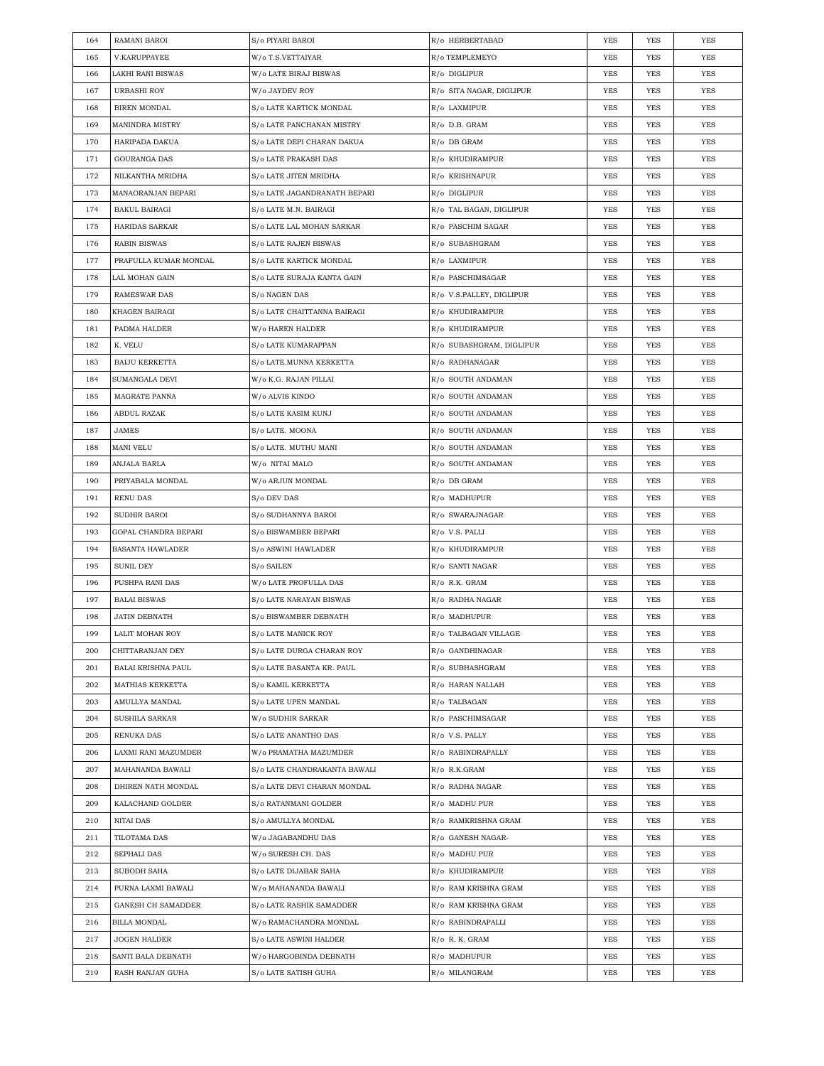| 164 | RAMANI BAROI | S/o PIYARI BAROI | R/o HERBERTABAD | YES | YES | YES |
|---|---|---|---|---|---|---|
| 165 | V.KARUPPAYEE | W/o T.S.VETTAIYAR | R/o TEMPLEMEYO | YES | YES | YES |
| 166 | LAKHI RANI BISWAS | W/o LATE BIRAJ BISWAS | R/o DIGLIPUR | YES | YES | YES |
| 167 | URBASHI ROY | W/o JAYDEV ROY | R/o SITA NAGAR, DIGLIPUR | YES | YES | YES |
| 168 | BIREN MONDAL | S/o LATE KARTICK MONDAL | R/o LAXMIPUR | YES | YES | YES |
| 169 | MANINDRA MISTRY | S/o LATE PANCHANAN MISTRY | R/o D.B. GRAM | YES | YES | YES |
| 170 | HARIPADA DAKUA | S/o LATE DEPI CHARAN DAKUA | R/o DB GRAM | YES | YES | YES |
| 171 | GOURANGA DAS | S/o LATE PRAKASH DAS | R/o KHUDIRAMPUR | YES | YES | YES |
| 172 | NILKANTHA MRIDHA | S/o LATE JITEN MRIDHA | R/o KRISHNAPUR | YES | YES | YES |
| 173 | MANAORANJAN BEPARI | S/o LATE JAGANDRANATH BEPARI | R/o DIGLIPUR | YES | YES | YES |
| 174 | BAKUL BAIRAGI | S/o LATE M.N. BAIRAGI | R/o TAL BAGAN, DIGLIPUR | YES | YES | YES |
| 175 | HARIDAS SARKAR | S/o LATE LAL MOHAN SARKAR | R/o PASCHIM SAGAR | YES | YES | YES |
| 176 | RABIN BISWAS | S/o LATE RAJEN BISWAS | R/o SUBASHGRAM | YES | YES | YES |
| 177 | PRAFULLA KUMAR MONDAL | S/o LATE KARTICK MONDAL | R/o LAXMIPUR | YES | YES | YES |
| 178 | LAL MOHAN GAIN | S/o LATE SURAJA KANTA GAIN | R/o PASCHIMSAGAR | YES | YES | YES |
| 179 | RAMESWAR DAS | S/o NAGEN DAS | R/o V.S.PALLEY, DIGLIPUR | YES | YES | YES |
| 180 | KHAGEN BAIRAGI | S/o LATE CHAITTANNA BAIRAGI | R/o KHUDIRAMPUR | YES | YES | YES |
| 181 | PADMA HALDER | W/o HAREN HALDER | R/o KHUDIRAMPUR | YES | YES | YES |
| 182 | K. VELU | S/o LATE KUMARAPPAN | R/o SUBASHGRAM, DIGLIPUR | YES | YES | YES |
| 183 | BAIJU KERKETTA | S/o LATE.MUNNA KERKETTA | R/o RADHANAGAR | YES | YES | YES |
| 184 | SUMANGALA DEVI | W/o K.G. RAJAN PILLAI | R/o SOUTH ANDAMAN | YES | YES | YES |
| 185 | MAGRATE PANNA | W/o ALVIS KINDO | R/o SOUTH ANDAMAN | YES | YES | YES |
| 186 | ABDUL RAZAK | S/o LATE KASIM KUNJ | R/o SOUTH ANDAMAN | YES | YES | YES |
| 187 | JAMES | S/o LATE. MOONA | R/o SOUTH ANDAMAN | YES | YES | YES |
| 188 | MANI VELU | S/o LATE. MUTHU MANI | R/o SOUTH ANDAMAN | YES | YES | YES |
| 189 | ANJALA BARLA | W/o NITAI MALO | R/o SOUTH ANDAMAN | YES | YES | YES |
| 190 | PRIYABALA MONDAL | W/o ARJUN MONDAL | R/o DB GRAM | YES | YES | YES |
| 191 | RENU DAS | S/o DEV DAS | R/o MADHUPUR | YES | YES | YES |
| 192 | SUDHIR BAROI | S/o SUDHANNYA BAROI | R/o SWARAJNAGAR | YES | YES | YES |
| 193 | GOPAL CHANDRA BEPARI | S/o BISWAMBER BEPARI | R/o V.S. PALLI | YES | YES | YES |
| 194 | BASANTA HAWLADER | S/o ASWINI HAWLADER | R/o KHUDIRAMPUR | YES | YES | YES |
| 195 | SUNIL DEY | S/o SAILEN | R/o SANTI NAGAR | YES | YES | YES |
| 196 | PUSHPA RANI DAS | W/o LATE PROFULLA DAS | R/o R.K. GRAM | YES | YES | YES |
| 197 | BALAI BISWAS | S/o LATE NARAYAN BISWAS | R/o RADHA NAGAR | YES | YES | YES |
| 198 | JATIN DEBNATH | S/o BISWAMBER DEBNATH | R/o MADHUPUR | YES | YES | YES |
| 199 | LALIT MOHAN ROY | S/o LATE MANICK ROY | R/o TALBAGAN VILLAGE | YES | YES | YES |
| 200 | CHITTARANJAN DEY | S/o LATE DURGA CHARAN ROY | R/o GANDHINAGAR | YES | YES | YES |
| 201 | BALAI KRISHNA PAUL | S/o LATE BASANTA KR. PAUL | R/o SUBHASHGRAM | YES | YES | YES |
| 202 | MATHIAS KERKETTA | S/o KAMIL KERKETTA | R/o HARAN NALLAH | YES | YES | YES |
| 203 | AMULLYA MANDAL | S/o LATE UPEN MANDAL | R/o TALBAGAN | YES | YES | YES |
| 204 | SUSHILA SARKAR | W/o SUDHIR SARKAR | R/o PASCHIMSAGAR | YES | YES | YES |
| 205 | RENUKA DAS | S/o LATE ANANTHO DAS | R/o V.S. PALLY | YES | YES | YES |
| 206 | LAXMI RANI MAZUMDER | W/o PRAMATHA MAZUMDER | R/o RABINDRAPALLY | YES | YES | YES |
| 207 | MAHANANDA BAWALI | S/o LATE CHANDRAKANTA BAWALI | R/o R.K.GRAM | YES | YES | YES |
| 208 | DHIREN NATH MONDAL | S/o LATE DEVI CHARAN MONDAL | R/o RADHA NAGAR | YES | YES | YES |
| 209 | KALACHAND GOLDER | S/o RATANMANI GOLDER | R/o MADHU PUR | YES | YES | YES |
| 210 | NITAI DAS | S/o AMULLYA MONDAL | R/o RAMKRISHNA GRAM | YES | YES | YES |
| 211 | TILOTAMA DAS | W/o JAGABANDHU DAS | R/o GANESH NAGAR- | YES | YES | YES |
| 212 | SEPHALI DAS | W/o SURESH CH. DAS | R/o MADHU PUR | YES | YES | YES |
| 213 | SUBODH SAHA | S/o LATE DIJABAR SAHA | R/o KHUDIRAMPUR | YES | YES | YES |
| 214 | PURNA LAXMI BAWALI | W/o MAHANANDA BAWALI | R/o RAM KRISHNA GRAM | YES | YES | YES |
| 215 | GANESH CH SAMADDER | S/o LATE RASHIK SAMADDER | R/o RAM KRISHNA GRAM | YES | YES | YES |
| 216 | BILLA MONDAL | W/o RAMACHANDRA MONDAL | R/o RABINDRAPALLI | YES | YES | YES |
| 217 | JOGEN HALDER | S/o LATE ASWINI HALDER | R/o R. K. GRAM | YES | YES | YES |
| 218 | SANTI BALA DEBNATH | W/o HARGOBINDA DEBNATH | R/o MADHUPUR | YES | YES | YES |
| 219 | RASH RANJAN GUHA | S/o LATE SATISH GUHA | R/o MILANGRAM | YES | YES | YES |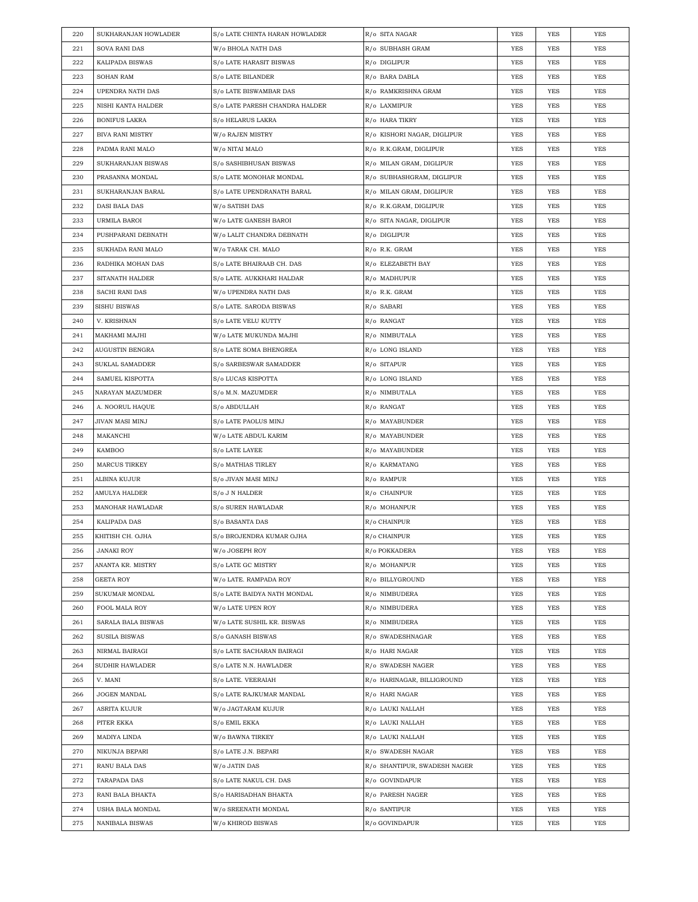| 220 | SUKHARANJAN HOWLADER | S/o LATE CHINTA HARAN HOWLADER | R/o SITA NAGAR | YES | YES | YES |
|---|---|---|---|---|---|---|
| 221 | SOVA RANI DAS | W/o BHOLA NATH DAS | R/o SUBHASH GRAM | YES | YES | YES |
| 222 | KALIPADA BISWAS | S/o LATE HARASIT BISWAS | R/o DIGLIPUR | YES | YES | YES |
| 223 | SOHAN RAM | S/o LATE BILANDER | R/o BARA DABLA | YES | YES | YES |
| 224 | UPENDRA NATH DAS | S/o LATE BISWAMBAR DAS | R/o RAMKRISHNA GRAM | YES | YES | YES |
| 225 | NISHI KANTA HALDER | S/o LATE PARESH CHANDRA HALDER | R/o LAXMIPUR | YES | YES | YES |
| 226 | BONIFUS LAKRA | S/o HELARUS LAKRA | R/o HARA TIKRY | YES | YES | YES |
| 227 | BIVA RANI MISTRY | W/o RAJEN MISTRY | R/o KISHORI NAGAR, DIGLIPUR | YES | YES | YES |
| 228 | PADMA RANI MALO | W/o NITAI MALO | R/o R.K.GRAM, DIGLIPUR | YES | YES | YES |
| 229 | SUKHARANJAN BISWAS | S/o SASHIBHUSAN BISWAS | R/o MILAN GRAM, DIGLIPUR | YES | YES | YES |
| 230 | PRASANNA MONDAL | S/o LATE MONOHAR MONDAL | R/o SUBHASHGRAM, DIGLIPUR | YES | YES | YES |
| 231 | SUKHARANJAN BARAL | S/o LATE UPENDRANATH BARAL | R/o MILAN GRAM, DIGLIPUR | YES | YES | YES |
| 232 | DASI BALA DAS | W/o SATISH DAS | R/o R.K.GRAM, DIGLIPUR | YES | YES | YES |
| 233 | URMILA BAROI | W/o LATE GANESH BAROI | R/o SITA NAGAR, DIGLIPUR | YES | YES | YES |
| 234 | PUSHPARANI DEBNATH | W/o LALIT CHANDRA DEBNATH | R/o DIGLIPUR | YES | YES | YES |
| 235 | SUKHADA RANI MALO | W/o TARAK CH. MALO | R/o R.K. GRAM | YES | YES | YES |
| 236 | RADHIKA MOHAN DAS | S/o LATE BHAIRAAB CH. DAS | R/o ELEZABETH BAY | YES | YES | YES |
| 237 | SITANATH HALDER | S/o LATE. AUKKHARI HALDAR | R/o MADHUPUR | YES | YES | YES |
| 238 | SACHI RANI DAS | W/o UPENDRA NATH DAS | R/o R.K. GRAM | YES | YES | YES |
| 239 | SISHU BISWAS | S/o LATE. SARODA BISWAS | R/o SABARI | YES | YES | YES |
| 240 | V. KRISHNAN | S/o LATE VELU KUTTY | R/o RANGAT | YES | YES | YES |
| 241 | MAKHAMI MAJHI | W/o LATE MUKUNDA MAJHI | R/o NIMBUTALA | YES | YES | YES |
| 242 | AUGUSTIN BENGRA | S/o LATE SOMA BHENGREA | R/o LONG ISLAND | YES | YES | YES |
| 243 | SUKLAL SAMADDER | S/o SARBESWAR SAMADDER | R/o SITAPUR | YES | YES | YES |
| 244 | SAMUEL KISPOTTA | S/o LUCAS KISPOTTA | R/o LONG ISLAND | YES | YES | YES |
| 245 | NARAYAN MAZUMDER | S/o M.N. MAZUMDER | R/o NIMBUTALA | YES | YES | YES |
| 246 | A. NOORUL HAQUE | S/o ABDULLAH | R/o RANGAT | YES | YES | YES |
| 247 | JIVAN MASI MINJ | S/o LATE PAOLUS MINJ | R/o MAYABUNDER | YES | YES | YES |
| 248 | MAKANCHI | W/o LATE ABDUL KARIM | R/o MAYABUNDER | YES | YES | YES |
| 249 | KAMBOO | S/o LATE LAYEE | R/o MAYABUNDER | YES | YES | YES |
| 250 | MARCUS TIRKEY | S/o MATHIAS TIRLEY | R/o KARMATANG | YES | YES | YES |
| 251 | ALBINA KUJUR | S/o JIVAN MASI MINJ | R/o RAMPUR | YES | YES | YES |
| 252 | AMULYA HALDER | S/o J N HALDER | R/o CHAINPUR | YES | YES | YES |
| 253 | MANOHAR HAWLADAR | S/o SUREN HAWLADAR | R/o MOHANPUR | YES | YES | YES |
| 254 | KALIPADA DAS | S/o BASANTA DAS | R/o CHAINPUR | YES | YES | YES |
| 255 | KHITISH CH. OJHA | S/o BROJENDRA KUMAR OJHA | R/o CHAINPUR | YES | YES | YES |
| 256 | JANAKI ROY | W/o JOSEPH ROY | R/o POKKADERA | YES | YES | YES |
| 257 | ANANTA KR. MISTRY | S/o LATE GC MISTRY | R/o MOHANPUR | YES | YES | YES |
| 258 | GEETA ROY | W/o LATE. RAMPADA ROY | R/o BILLYGROUND | YES | YES | YES |
| 259 | SUKUMAR MONDAL | S/o LATE BAIDYA NATH MONDAL | R/o NIMBUDERA | YES | YES | YES |
| 260 | FOOL MALA ROY | W/o LATE UPEN ROY | R/o NIMBUDERA | YES | YES | YES |
| 261 | SARALA BALA BISWAS | W/o LATE SUSHIL KR. BISWAS | R/o NIMBUDERA | YES | YES | YES |
| 262 | SUSILA BISWAS | S/o GANASH BISWAS | R/o SWADESHNAGAR | YES | YES | YES |
| 263 | NIRMAL BAIRAGI | S/o LATE SACHARAN BAIRAGI | R/o HARI NAGAR | YES | YES | YES |
| 264 | SUDHIR HAWLADER | S/o LATE N.N. HAWLADER | R/o SWADESH NAGER | YES | YES | YES |
| 265 | V. MANI | S/o LATE. VEERAIAH | R/o HARINAGAR, BILLIGROUND | YES | YES | YES |
| 266 | JOGEN MANDAL | S/o LATE RAJKUMAR MANDAL | R/o HARI NAGAR | YES | YES | YES |
| 267 | ASRITA KUJUR | W/o JAGTARAM KUJUR | R/o LAUKI NALLAH | YES | YES | YES |
| 268 | PITER EKKA | S/o EMIL EKKA | R/o LAUKI NALLAH | YES | YES | YES |
| 269 | MADIYA LINDA | W/o BAWNA TIRKEY | R/o LAUKI NALLAH | YES | YES | YES |
| 270 | NIKUNJA BEPARI | S/o LATE J.N. BEPARI | R/o SWADESH NAGAR | YES | YES | YES |
| 271 | RANU BALA DAS | W/o JATIN DAS | R/o SHANTIPUR, SWADESH NAGER | YES | YES | YES |
| 272 | TARAPADA DAS | S/o LATE NAKUL CH. DAS | R/o GOVINDAPUR | YES | YES | YES |
| 273 | RANI BALA BHAKTA | S/o HARISADHAN BHAKTA | R/o PARESH NAGER | YES | YES | YES |
| 274 | USHA BALA MONDAL | W/o SREENATH MONDAL | R/o SANTIPUR | YES | YES | YES |
| 275 | NANIBALA BISWAS | W/o KHIROD BISWAS | R/o GOVINDAPUR | YES | YES | YES |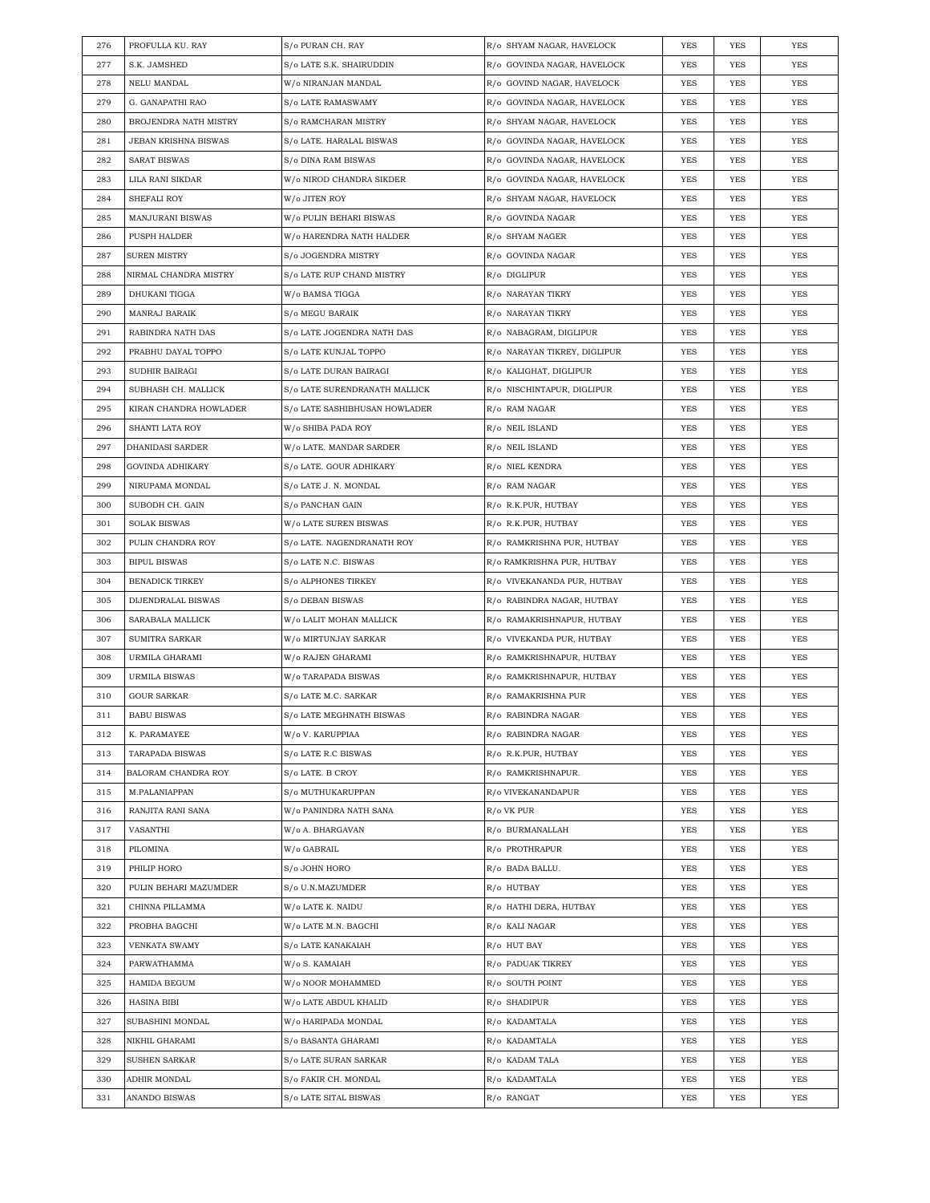| 276 | PROFULLA KU. RAY | S/o PURAN CH. RAY | R/o SHYAM NAGAR, HAVELOCK | YES | YES | YES |
|---|---|---|---|---|---|---|
| 277 | S.K. JAMSHED | S/o LATE S.K. SHAIRUDDIN | R/o GOVINDA NAGAR, HAVELOCK | YES | YES | YES |
| 278 | NELU MANDAL | W/o NIRANJAN MANDAL | R/o GOVIND NAGAR, HAVELOCK | YES | YES | YES |
| 279 | G. GANAPATHI RAO | S/o LATE RAMASWAMY | R/o GOVINDA NAGAR, HAVELOCK | YES | YES | YES |
| 280 | BROJENDRA NATH MISTRY | S/o RAMCHARAN MISTRY | R/o SHYAM NAGAR, HAVELOCK | YES | YES | YES |
| 281 | JEBAN KRISHNA BISWAS | S/o LATE. HARALAL BISWAS | R/o GOVINDA NAGAR, HAVELOCK | YES | YES | YES |
| 282 | SARAT BISWAS | S/o DINA RAM BISWAS | R/o GOVINDA NAGAR, HAVELOCK | YES | YES | YES |
| 283 | LILA RANI SIKDAR | W/o NIROD CHANDRA SIKDER | R/o GOVINDA NAGAR, HAVELOCK | YES | YES | YES |
| 284 | SHEFALI ROY | W/o JITEN ROY | R/o SHYAM NAGAR, HAVELOCK | YES | YES | YES |
| 285 | MANJURANI BISWAS | W/o PULIN BEHARI BISWAS | R/o GOVINDA NAGAR | YES | YES | YES |
| 286 | PUSPH HALDER | W/o HARENDRA NATH HALDER | R/o SHYAM NAGER | YES | YES | YES |
| 287 | SUREN MISTRY | S/o JOGENDRA MISTRY | R/o GOVINDA NAGAR | YES | YES | YES |
| 288 | NIRMAL CHANDRA MISTRY | S/o LATE RUP CHAND MISTRY | R/o DIGLIPUR | YES | YES | YES |
| 289 | DHUKANI TIGGA | W/o BAMSA TIGGA | R/o NARAYAN TIKRY | YES | YES | YES |
| 290 | MANRAJ BARAIK | S/o MEGU BARAIK | R/o NARAYAN TIKRY | YES | YES | YES |
| 291 | RABINDRA NATH DAS | S/o LATE JOGENDRA NATH DAS | R/o NABAGRAM, DIGLIPUR | YES | YES | YES |
| 292 | PRABHU DAYAL TOPPO | S/o LATE KUNJAL TOPPO | R/o NARAYAN TIKREY, DIGLIPUR | YES | YES | YES |
| 293 | SUDHIR BAIRAGI | S/o LATE DURAN BAIRAGI | R/o KALIGHAT, DIGLIPUR | YES | YES | YES |
| 294 | SUBHASH CH. MALLICK | S/o LATE SURENDRANATH MALLICK | R/o NISCHINTAPUR, DIGLIPUR | YES | YES | YES |
| 295 | KIRAN CHANDRA HOWLADER | S/o LATE SASHIBHUSAN HOWLADER | R/o RAM NAGAR | YES | YES | YES |
| 296 | SHANTI LATA ROY | W/o SHIBA PADA ROY | R/o NEIL ISLAND | YES | YES | YES |
| 297 | DHANIDASI SARDER | W/o LATE. MANDAR SARDER | R/o NEIL ISLAND | YES | YES | YES |
| 298 | GOVINDA ADHIKARY | S/o LATE. GOUR ADHIKARY | R/o NIEL KENDRA | YES | YES | YES |
| 299 | NIRUPAMA MONDAL | S/o LATE J. N. MONDAL | R/o RAM NAGAR | YES | YES | YES |
| 300 | SUBODH CH. GAIN | S/o PANCHAN GAIN | R/o R.K.PUR, HUTBAY | YES | YES | YES |
| 301 | SOLAK BISWAS | W/o LATE SUREN BISWAS | R/o R.K.PUR, HUTBAY | YES | YES | YES |
| 302 | PULIN CHANDRA ROY | S/o LATE. NAGENDRANATH ROY | R/o RAMKRISHNA PUR, HUTBAY | YES | YES | YES |
| 303 | BIPUL BISWAS | S/o LATE N.C. BISWAS | R/o RAMKRISHNA PUR, HUTBAY | YES | YES | YES |
| 304 | BENADICK TIRKEY | S/o ALPHONES TIRKEY | R/o VIVEKANANDA PUR, HUTBAY | YES | YES | YES |
| 305 | DIJENDRALAL BISWAS | S/o DEBAN BISWAS | R/o RABINDRA NAGAR, HUTBAY | YES | YES | YES |
| 306 | SARABALA MALLICK | W/o LALIT MOHAN MALLICK | R/o RAMAKRISHNAPUR, HUTBAY | YES | YES | YES |
| 307 | SUMITRA SARKAR | W/o MIRTUNJAY SARKAR | R/o VIVEKANDA PUR, HUTBAY | YES | YES | YES |
| 308 | URMILA GHARAMI | W/o RAJEN GHARAMI | R/o RAMKRISHNAPUR, HUTBAY | YES | YES | YES |
| 309 | URMILA BISWAS | W/o TARAPADA BISWAS | R/o RAMKRISHNAPUR, HUTBAY | YES | YES | YES |
| 310 | GOUR SARKAR | S/o LATE M.C. SARKAR | R/o RAMAKRISHNA PUR | YES | YES | YES |
| 311 | BABU BISWAS | S/o LATE MEGHNATH BISWAS | R/o RABINDRA NAGAR | YES | YES | YES |
| 312 | K. PARAMAYEE | W/o V. KARUPPIAA | R/o RABINDRA NAGAR | YES | YES | YES |
| 313 | TARAPADA BISWAS | S/o LATE R.C BISWAS | R/o R.K.PUR, HUTBAY | YES | YES | YES |
| 314 | BALORAM CHANDRA ROY | S/o LATE. B CROY | R/o RAMKRISHNAPUR. | YES | YES | YES |
| 315 | M.PALANIAPPAN | S/o MUTHUKARUPPAN | R/o VIVEKANANDAPUR | YES | YES | YES |
| 316 | RANJITA RANI SANA | W/o PANINDRA NATH SANA | R/o VK PUR | YES | YES | YES |
| 317 | VASANTHI | W/o A. BHARGAVAN | R/o BURMANALLAH | YES | YES | YES |
| 318 | PILOMINA | W/o GABRAIL | R/o PROTHRAPUR | YES | YES | YES |
| 319 | PHILIP HORO | S/o JOHN HORO | R/o BADA BALLU. | YES | YES | YES |
| 320 | PULIN BEHARI MAZUMDER | S/o U.N.MAZUMDER | R/o HUTBAY | YES | YES | YES |
| 321 | CHINNA PILLAMMA | W/o LATE K. NAIDU | R/o HATHI DERA, HUTBAY | YES | YES | YES |
| 322 | PROBHA BAGCHI | W/o LATE M.N. BAGCHI | R/o KALI NAGAR | YES | YES | YES |
| 323 | VENKATA SWAMY | S/o LATE KANAKAIAH | R/o HUT BAY | YES | YES | YES |
| 324 | PARWATHAMMA | W/o S. KAMAIAH | R/o PADUAK TIKREY | YES | YES | YES |
| 325 | HAMIDA BEGUM | W/o NOOR MOHAMMED | R/o SOUTH POINT | YES | YES | YES |
| 326 | HASINA BIBI | W/o LATE ABDUL KHALID | R/o SHADIPUR | YES | YES | YES |
| 327 | SUBASHINI MONDAL | W/o HARIPADA MONDAL | R/o KADAMTALA | YES | YES | YES |
| 328 | NIKHIL GHARAMI | S/o BASANTA GHARAMI | R/o KADAMTALA | YES | YES | YES |
| 329 | SUSHEN SARKAR | S/o LATE SURAN SARKAR | R/o KADAM TALA | YES | YES | YES |
| 330 | ADHIR MONDAL | S/o FAKIR CH. MONDAL | R/o KADAMTALA | YES | YES | YES |
| 331 | ANANDO BISWAS | S/o LATE SITAL BISWAS | R/o RANGAT | YES | YES | YES |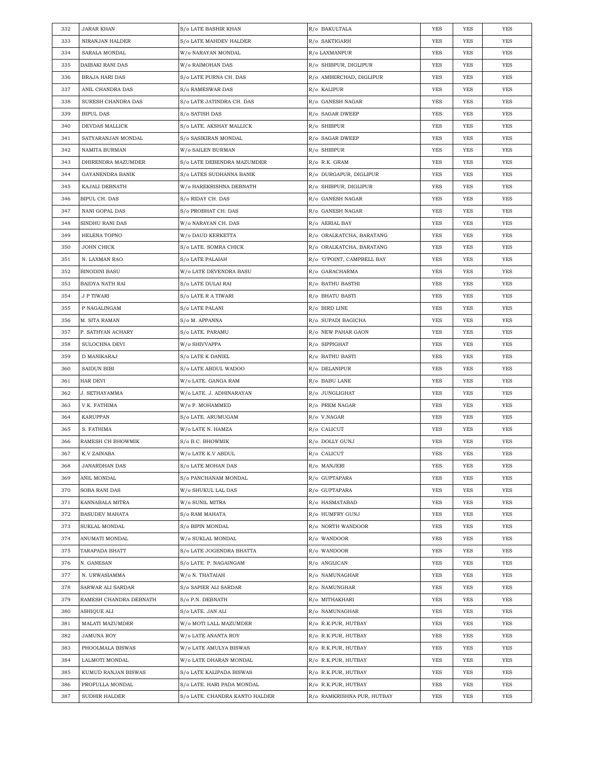| 332 | JARAR KHAN | S/o LATE BASHIR KHAN | R/o BAKULTALA | YES | YES | YES |
|---|---|---|---|---|---|---|
| 333 | NIRANJAN HALDER | S/o LATE MAHDEV HALDER | R/o SAKTIGARH | YES | YES | YES |
| 334 | SARALA MONDAL | W/o NARAYAN MONDAL | R/o LAXMANPUR | YES | YES | YES |
| 335 | DAIBAKI RANI DAS | W/o RAIMOHAN DAS | R/o SHIBPUR, DIGLIPUR | YES | YES | YES |
| 336 | BRAJA HARI DAS | S/o LATE PURNA CH. DAS | R/o AMBERCHAD, DIGLIPUR | YES | YES | YES |
| 337 | ANIL CHANDRA DAS | S/o RAMESWAR DAS | R/o KALIPUR | YES | YES | YES |
| 338 | SURESH CHANDRA DAS | S/o LATE JATINDRA CH. DAS | R/o GANESH NAGAR | YES | YES | YES |
| 339 | BIPUL DAS | S/o SATISH DAS | R/o SAGAR DWEEP | YES | YES | YES |
| 340 | DEVDAS MALLICK | S/o LATE. AKSHAY MALLICK | R/o SHIBPUR | YES | YES | YES |
| 341 | SATYARANJAN MONDAL | S/o SASIKIRAN MONDAL | R/o SAGAR DWEEP | YES | YES | YES |
| 342 | NAMITA BURMAN | W/o SAILEN BURMAN | R/o SHIBPUR | YES | YES | YES |
| 343 | DHIRENDRA MAZUMDER | S/o LATE DEBENDRA MAZUMDER | R/o R.K. GRAM | YES | YES | YES |
| 344 | GAYANENDRA BANIK | S/o LATES SUDHANNA BANIK | R/o DURGAPUR, DIGLIPUR | YES | YES | YES |
| 345 | KAJALI DEBNATH | W/o HAREKRISHNA DEBNATH | R/o SHIBPUR, DIGLIPUR | YES | YES | YES |
| 346 | BIPUL CH. DAS | S/o RIDAY CH. DAS | R/o GANESH NAGAR | YES | YES | YES |
| 347 | NANI GOPAL DAS | S/o PROBHAT CH. DAS | R/o GANESH NAGAR | YES | YES | YES |
| 348 | SINDHU RANI DAS | W/o NARAYAN CH. DAS | R/o AERIAL BAY | YES | YES | YES |
| 349 | HELENA TOPNO | W/o DAUD KERKETTA | R/o ORALKATCHA, BARATANG | YES | YES | YES |
| 350 | JOHN CHICK | S/o LATE. SOMRA CHICK | R/o ORALKATCHA, BARATANG | YES | YES | YES |
| 351 | N. LAXMAN RAO | S/o LATE PALAIAH | R/o 'O'POINT, CAMPBELL BAY | YES | YES | YES |
| 352 | BINODINI BASU | W/o LATE DEVENDRA BASU | R/o GARACHARMA | YES | YES | YES |
| 353 | BAIDYA NATH RAI | S/o LATE DULAI RAI | R/o BATHU BASTHI | YES | YES | YES |
| 354 | J P TIWARI | S/o LATE R A TIWARI | R/o BHATU BASTI | YES | YES | YES |
| 355 | P NAGALINGAM | S/o LATE PALANI | R/o BIRD LINE | YES | YES | YES |
| 356 | M. SITA RAMAN | S/o M. APPANNA | R/o SUPADI BAGICHA | YES | YES | YES |
| 357 | P. SATHYAN ACHARY | S/o LATE. PARAMU | R/o NEW PAHAR GAON | YES | YES | YES |
| 358 | SULOCHNA DEVI | W/o SHIVVAPPA | R/o SIPPIGHAT | YES | YES | YES |
| 359 | D MANIKARAJ | S/o LATE K DANIEL | R/o BATHU BASTI | YES | YES | YES |
| 360 | SAIDUN BIBI | S/o LATE ABDUL WADOO | R/o DELANIPUR | YES | YES | YES |
| 361 | HAR DEVI | W/o LATE. GANGA RAM | R/o BABU LANE | YES | YES | YES |
| 362 | J. SETHAYAMMA | W/o LATE. J. ADHINARAYAN | R/o JUNGLIGHAT | YES | YES | YES |
| 363 | V.K. FATHIMA | W/o P. MOHAMMED | R/o PREM NAGAR | YES | YES | YES |
| 364 | KARUPPAN | S/o LATE. ARUMUGAM | R/o V.NAGAR | YES | YES | YES |
| 365 | S. FATHIMA | W/o LATE N. HAMZA | R/o CALICUT | YES | YES | YES |
| 366 | RAMESH CH BHOWMIK | S/o B.C. BHOWMIK | R/o DOLLY GUNJ | YES | YES | YES |
| 367 | K.V ZAINABA | W/o LATE K.V ABDUL | R/o CALICUT | YES | YES | YES |
| 368 | JANARDHAN DAS | S/o LATE MOHAN DAS | R/o MANJERI | YES | YES | YES |
| 369 | ANIL MONDAL | S/o PANCHANAM MONDAL | R/o GUPTAPARA | YES | YES | YES |
| 370 | SOBA RANI DAS | W/o SHUKUL LAL DAS | R/o GUPTAPARA | YES | YES | YES |
| 371 | KANNABALA MITRA | W/o SUNIL MITRA | R/o HASMATABAD | YES | YES | YES |
| 372 | BASUDEV MAHATA | S/o RAM MAHATA | R/o HUMFRY GUNJ | YES | YES | YES |
| 373 | SUKLAL MONDAL | S/o BIPIN MONDAL | R/o NORTH WANDOOR | YES | YES | YES |
| 374 | ANUMATI MONDAL | W/o SUKLAL MONDAL | R/o WANDOOR | YES | YES | YES |
| 375 | TARAPADA BHATT | S/o LATE JOGENDRA BHATTA | R/o WANDOOR | YES | YES | YES |
| 376 | N. GANESAN | S/o LATE. P. NAGAINGAM | R/o ANGLICAN | YES | YES | YES |
| 377 | N. URWASIAMMA | W/o N. THATAIAH | R/o NAMUNAGHAR | YES | YES | YES |
| 378 | SARWAR ALI SARDAR | S/o SAPIER ALI SARDAR | R/o NAMUNGHAR | YES | YES | YES |
| 379 | RAMESH CHANDRA DEBNATH | S/o P.N. DEBNATH | R/o MITHAKHARI | YES | YES | YES |
| 380 | ASHIQUE ALI | S/o LATE. JAN ALI | R/o NAMUNAGHAR | YES | YES | YES |
| 381 | MALATI MAZUMDER | W/o MOTI LALL MAZUMDER | R/o R.K.PUR, HUTBAY | YES | YES | YES |
| 382 | JAMUNA ROY | W/o LATE ANANTA ROY | R/o R.K.PUR, HUTBAY | YES | YES | YES |
| 383 | PHOOLMALA BISWAS | W/o LATE AMULYA BISWAS | R/o R.K.PUR, HUTBAY | YES | YES | YES |
| 384 | LALMOTI MONDAL | W/o LATE DHARAN MONDAL | R/o R.K.PUR, HUTBAY | YES | YES | YES |
| 385 | KUMUD RANJAN BISWAS | S/o LATE KALIPADA BISWAS | R/o R.K.PUR, HUTBAY | YES | YES | YES |
| 386 | PROFULLA MONDAL | S/o LATE. HARI PADA MONDAL | R/o R.K.PUR, HUTBAY | YES | YES | YES |
| 387 | SUDHIR HALDER | S/o LATE. CHANDRA KANTO HALDER | R/o RAMKRISHNA PUR, HUTBAY | YES | YES | YES |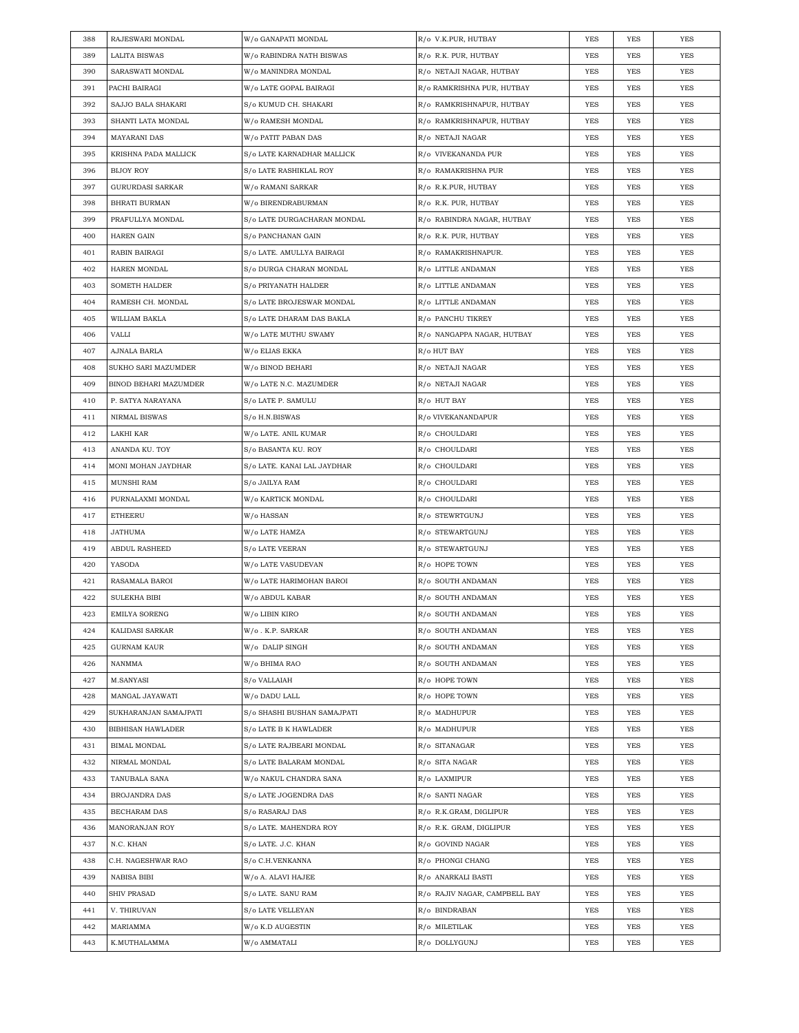| 388 | RAJESWARI MONDAL | W/o GANAPATI MONDAL | R/o V.K.PUR, HUTBAY | YES | YES | YES |
|---|---|---|---|---|---|---|
| 389 | LALITA BISWAS | W/o RABINDRA NATH BISWAS | R/o R.K. PUR, HUTBAY | YES | YES | YES |
| 390 | SARASWATI MONDAL | W/o MANINDRA MONDAL | R/o NETAJI NAGAR, HUTBAY | YES | YES | YES |
| 391 | PACHI BAIRAGI | W/o LATE GOPAL BAIRAGI | R/o RAMKRISHNA PUR, HUTBAY | YES | YES | YES |
| 392 | SAJJO BALA SHAKARI | S/o KUMUD CH. SHAKARI | R/o RAMKRISHNAPUR, HUTBAY | YES | YES | YES |
| 393 | SHANTI LATA MONDAL | W/o RAMESH MONDAL | R/o RAMKRISHNAPUR, HUTBAY | YES | YES | YES |
| 394 | MAYARANI DAS | W/o PATIT PABAN DAS | R/o NETAJI NAGAR | YES | YES | YES |
| 395 | KRISHNA PADA MALLICK | S/o LATE KARNADHAR MALLICK | R/o VIVEKANANDA PUR | YES | YES | YES |
| 396 | BIJOY ROY | S/o LATE RASHIKLAL ROY | R/o RAMAKRISHNA PUR | YES | YES | YES |
| 397 | GURURDASI SARKAR | W/o RAMANI SARKAR | R/o R.K.PUR, HUTBAY | YES | YES | YES |
| 398 | BHRATI BURMAN | W/o BIRENDRABURMAN | R/o R.K. PUR, HUTBAY | YES | YES | YES |
| 399 | PRAFULLYA MONDAL | S/o LATE DURGACHARAN MONDAL | R/o RABINDRA NAGAR, HUTBAY | YES | YES | YES |
| 400 | HAREN GAIN | S/o PANCHANAN GAIN | R/o R.K. PUR, HUTBAY | YES | YES | YES |
| 401 | RABIN BAIRAGI | S/o LATE. AMULLYA BAIRAGI | R/o RAMAKRISHNAPUR. | YES | YES | YES |
| 402 | HAREN MONDAL | S/o DURGA CHARAN MONDAL | R/o LITTLE ANDAMAN | YES | YES | YES |
| 403 | SOMETH HALDER | S/o PRIYANATH HALDER | R/o LITTLE ANDAMAN | YES | YES | YES |
| 404 | RAMESH CH. MONDAL | S/o LATE BROJESWAR MONDAL | R/o LITTLE ANDAMAN | YES | YES | YES |
| 405 | WILLIAM BAKLA | S/o LATE DHARAM DAS BAKLA | R/o PANCHU TIKREY | YES | YES | YES |
| 406 | VALLI | W/o LATE MUTHU SWAMY | R/o NANGAPPA NAGAR, HUTBAY | YES | YES | YES |
| 407 | AJNALA BARLA | W/o ELIAS EKKA | R/o HUT BAY | YES | YES | YES |
| 408 | SUKHO SARI MAZUMDER | W/o BINOD BEHARI | R/o NETAJI NAGAR | YES | YES | YES |
| 409 | BINOD BEHARI MAZUMDER | W/o LATE N.C. MAZUMDER | R/o NETAJI NAGAR | YES | YES | YES |
| 410 | P. SATYA NARAYANA | S/o LATE P. SAMULU | R/o HUT BAY | YES | YES | YES |
| 411 | NIRMAL BISWAS | S/o H.N.BISWAS | R/o VIVEKANANDAPUR | YES | YES | YES |
| 412 | LAKHI KAR | W/o LATE. ANIL KUMAR | R/o CHOULDARI | YES | YES | YES |
| 413 | ANANDA KU. TOY | S/o BASANTA KU. ROY | R/o CHOULDARI | YES | YES | YES |
| 414 | MONI MOHAN JAYDHAR | S/o LATE. KANAI LAL JAYDHAR | R/o CHOULDARI | YES | YES | YES |
| 415 | MUNSHI RAM | S/o JAILYA RAM | R/o CHOULDARI | YES | YES | YES |
| 416 | PURNALAXMI MONDAL | W/o KARTICK MONDAL | R/o CHOULDARI | YES | YES | YES |
| 417 | ETHEERU | W/o HASSAN | R/o STEWRTGUNJ | YES | YES | YES |
| 418 | JATHUMA | W/o LATE HAMZA | R/o STEWARTGUNJ | YES | YES | YES |
| 419 | ABDUL RASHEED | S/o LATE VEERAN | R/o STEWARTGUNJ | YES | YES | YES |
| 420 | YASODA | W/o LATE VASUDEVAN | R/o HOPE TOWN | YES | YES | YES |
| 421 | RASAMALA BAROI | W/o LATE HARIMOHAN BAROI | R/o SOUTH ANDAMAN | YES | YES | YES |
| 422 | SULEKHA BIBI | W/o ABDUL KABAR | R/o SOUTH ANDAMAN | YES | YES | YES |
| 423 | EMILYA SORENG | W/o LIBIN KIRO | R/o SOUTH ANDAMAN | YES | YES | YES |
| 424 | KALIDASI SARKAR | W/o . K.P. SARKAR | R/o SOUTH ANDAMAN | YES | YES | YES |
| 425 | GURNAM KAUR | W/o DALIP SINGH | R/o SOUTH ANDAMAN | YES | YES | YES |
| 426 | NANMMA | W/o BHIMA RAO | R/o SOUTH ANDAMAN | YES | YES | YES |
| 427 | M.SANYASI | S/o VALLAIAH | R/o HOPE TOWN | YES | YES | YES |
| 428 | MANGAL JAYAWATI | W/o DADU LALL | R/o HOPE TOWN | YES | YES | YES |
| 429 | SUKHARANJAN SAMAJPATI | S/o SHASHI BUSHAN SAMAJPATI | R/o MADHUPUR | YES | YES | YES |
| 430 | BIBHISAN HAWLADER | S/o LATE B K HAWLADER | R/o MADHUPUR | YES | YES | YES |
| 431 | BIMAL MONDAL | S/o LATE RAJBEARI MONDAL | R/o SITANAGAR | YES | YES | YES |
| 432 | NIRMAL MONDAL | S/o LATE BALARAM MONDAL | R/o SITA NAGAR | YES | YES | YES |
| 433 | TANUBALA SANA | W/o NAKUL CHANDRA SANA | R/o LAXMIPUR | YES | YES | YES |
| 434 | BROJANDRA DAS | S/o LATE JOGENDRA DAS | R/o SANTI NAGAR | YES | YES | YES |
| 435 | BECHARAM DAS | S/o RASARAJ DAS | R/o R.K.GRAM, DIGLIPUR | YES | YES | YES |
| 436 | MANORANJAN ROY | S/o LATE. MAHENDRA ROY | R/o R.K. GRAM, DIGLIPUR | YES | YES | YES |
| 437 | N.C. KHAN | S/o LATE. J.C. KHAN | R/o GOVIND NAGAR | YES | YES | YES |
| 438 | C.H. NAGESHWAR RAO | S/o C.H.VENKANNA | R/o PHONGI CHANG | YES | YES | YES |
| 439 | NABISA BIBI | W/o A. ALAVI HAJEE | R/o ANARKALI BASTI | YES | YES | YES |
| 440 | SHIV PRASAD | S/o LATE. SANU RAM | R/o RAJIV NAGAR, CAMPBELL BAY | YES | YES | YES |
| 441 | V. THIRUVAN | S/o LATE VELLEYAN | R/o BINDRABAN | YES | YES | YES |
| 442 | MARIAMMA | W/o K.D AUGESTIN | R/o MILETILAK | YES | YES | YES |
| 443 | K.MUTHALAMMA | W/o AMMATALI | R/o DOLLYGUNJ | YES | YES | YES |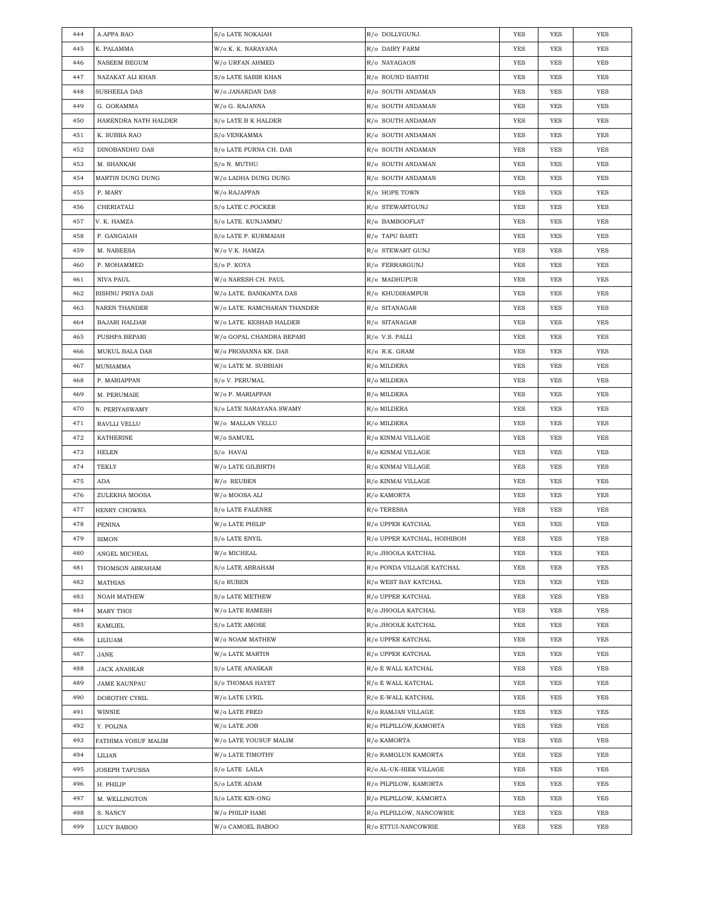| 444 | A.APPA RAO | S/o LATE NOKAIAH | R/o DOLLYGUNJ. | YES | YES | YES |
|---|---|---|---|---|---|---|
| 445 | K. PALAMMA | W/o K. K. NARAYANA | R/o DAIRY FARM | YES | YES | YES |
| 446 | NASEEM BEGUM | W/o URFAN AHMED | R/o NAYAGAON | YES | YES | YES |
| 447 | NAZAKAT ALI KHAN | S/o LATE SABIR KHAN | R/o ROUND BASTHI | YES | YES | YES |
| 448 | SUSHEELA DAS | W/o JANARDAN DAS | R/o SOUTH ANDAMAN | YES | YES | YES |
| 449 | G. GORAMMA | W/o G. RAJANNA | R/o SOUTH ANDAMAN | YES | YES | YES |
| 450 | HARENDRA NATH HALDER | S/o LATE B K HALDER | R/o SOUTH ANDAMAN | YES | YES | YES |
| 451 | K. SUBBA RAO | S/o VENKAMMA | R/o SOUTH ANDAMAN | YES | YES | YES |
| 452 | DINOBANDHU DAS | S/o LATE PURNA CH. DAS | R/o SOUTH ANDAMAN | YES | YES | YES |
| 453 | M. SHANKAR | S/o N. MUTHU | R/o SOUTH ANDAMAN | YES | YES | YES |
| 454 | MARTIN DUNG DUNG | W/o LADHA DUNG DUNG | R/o SOUTH ANDAMAN | YES | YES | YES |
| 455 | P. MARY | W/o RAJAPPAN | R/o HOPE TOWN | YES | YES | YES |
| 456 | CHERIATALI | S/o LATE C.POCKER | R/o STEWARTGUNJ | YES | YES | YES |
| 457 | V. K. HAMZA | S/o LATE. KUNJAMMU | R/o BAMBOOFLAT | YES | YES | YES |
| 458 | P. GANGAIAH | S/o LATE P. KURMAIAH | R/o TAPU BASTI | YES | YES | YES |
| 459 | M. NABEESA | W/o V.K. HAMZA | R/o STEWART GUNJ | YES | YES | YES |
| 460 | P. MOHAMMED | S/o P. KOYA | R/o FERRARGUNJ | YES | YES | YES |
| 461 | NIVA PAUL | W/o NARESH CH. PAUL | R/o MADHUPUR | YES | YES | YES |
| 462 | BISHNU PRIYA DAS | W/o LATE. BANIKANTA DAS | R/o KHUDIRAMPUR | YES | YES | YES |
| 463 | NAREN THANDER | W/o LATE. RAMCHARAN THANDER | R/o SITANAGAR | YES | YES | YES |
| 464 | BAJARI HALDAR | W/o LATE. KESHAB HALDER | R/o SITANAGAR | YES | YES | YES |
| 465 | PUSHPA BEPARI | W/o GOPAL CHANDRA BEPARI | R/o V.S. PALLI | YES | YES | YES |
| 466 | MUKUL BALA DAS | W/o PROSANNA KR. DAS | R/o R.K. GRAM | YES | YES | YES |
| 467 | MUNIAMMA | W/o LATE M. SUBBIAH | R/o MILDERA | YES | YES | YES |
| 468 | P. MARIAPPAN | S/o V. PERUMAL | R/o MILDERA | YES | YES | YES |
| 469 | M. PERUMAIE | W/o P. MARIAPPAN | R/o MILDERA | YES | YES | YES |
| 470 | N. PERIYASWAMY | S/o LATE NARAYANA SWAMY | R/o MILDERA | YES | YES | YES |
| 471 | RAVLLI VELLU | W/o MALLAN VELLU | R/o MILDERA | YES | YES | YES |
| 472 | KATHERINE | W/o SAMUEL | R/o KINMAI VILLAGE | YES | YES | YES |
| 473 | HELEN | S/o HAVAI | R/o KINMAI VILLAGE | YES | YES | YES |
| 474 | TEKLY | W/o LATE GILBIRTH | R/o KINMAI VILLAGE | YES | YES | YES |
| 475 | ADA | W/o REUBEN | R/o KINMAI VILLAGE | YES | YES | YES |
| 476 | ZULEKHA MOOSA | W/o MOOSA ALI | R/o KAMORTA | YES | YES | YES |
| 477 | HENRY CHOWRA | S/o LATE FALENRE | R/o TERESSA | YES | YES | YES |
| 478 | PENINA | W/o LATE PHILIP | R/o UPPER KATCHAL | YES | YES | YES |
| 479 | SIMON | S/o LATE ENYIL | R/o UPPER KATCHAL, HOIHIBOH | YES | YES | YES |
| 480 | ANGEL MICHEAL | W/o MICHEAL | R/o JHOOLA KATCHAL | YES | YES | YES |
| 481 | THOMSON ABRAHAM | S/o LATE ABRAHAM | R/o PONDA VILLAGE KATCHAL | YES | YES | YES |
| 482 | MATHIAS | S/o RUBEN | R/o WEST BAY KATCHAL | YES | YES | YES |
| 483 | NOAH MATHEW | S/o LATE METHEW | R/o UPPER KATCHAL | YES | YES | YES |
| 484 | MARY THOI | W/o LATE RAMESH | R/o JHOOLA KATCHAL | YES | YES | YES |
| 485 | KAMLIEL | S/o LATE AMOSE | R/o JHOOLE KATCHAL | YES | YES | YES |
| 486 | LILIUAM | W/o NOAM MATHEW | R/o UPPER KATCHAL | YES | YES | YES |
| 487 | JANE | W/o LATE MARTIN | R/o UPPER KATCHAL | YES | YES | YES |
| 488 | JACK ANASKAR | S/o LATE ANASKAR | R/o E WALL KATCHAL | YES | YES | YES |
| 489 | JAME KAUNPAU | S/o THOMAS HAYET | R/o E WALL KATCHAL | YES | YES | YES |
| 490 | DOROTHY CYRIL | W/o LATE LYRIL | R/o E-WALL KATCHAL | YES | YES | YES |
| 491 | WINNIE | W/o LATE FRED | R/o RAMJAN VILLAGE | YES | YES | YES |
| 492 | Y. POLINA | W/o LATE JOB | R/o PILPILLOW,KAMORTA | YES | YES | YES |
| 493 | FATHIMA YOSUF MALIM | W/o LATE YOUSUF MALIM | R/o KAMORTA | YES | YES | YES |
| 494 | LILIAN | W/o LATE TIMOTHY | R/o RAMGLUN KAMORTA | YES | YES | YES |
| 495 | JOSEPH TAFUSSA | S/o LATE LAILA | R/o AL-UK-HIEK VILLAGE | YES | YES | YES |
| 496 | H. PHILIP | S/o LATE ADAM | R/o PILPILOW, KAMORTA | YES | YES | YES |
| 497 | M. WELLINGTON | S/o LATE KIN-ONG | R/o PILPILLOW, KAMORTA | YES | YES | YES |
| 498 | S. NANCY | W/o PHILIP HAMI | R/o PILPILLOW, NANCOWRIE | YES | YES | YES |
| 499 | LUCY BABOO | W/o CAMOEL BABOO | R/o ETTUI-NANCOWRIE | YES | YES | YES |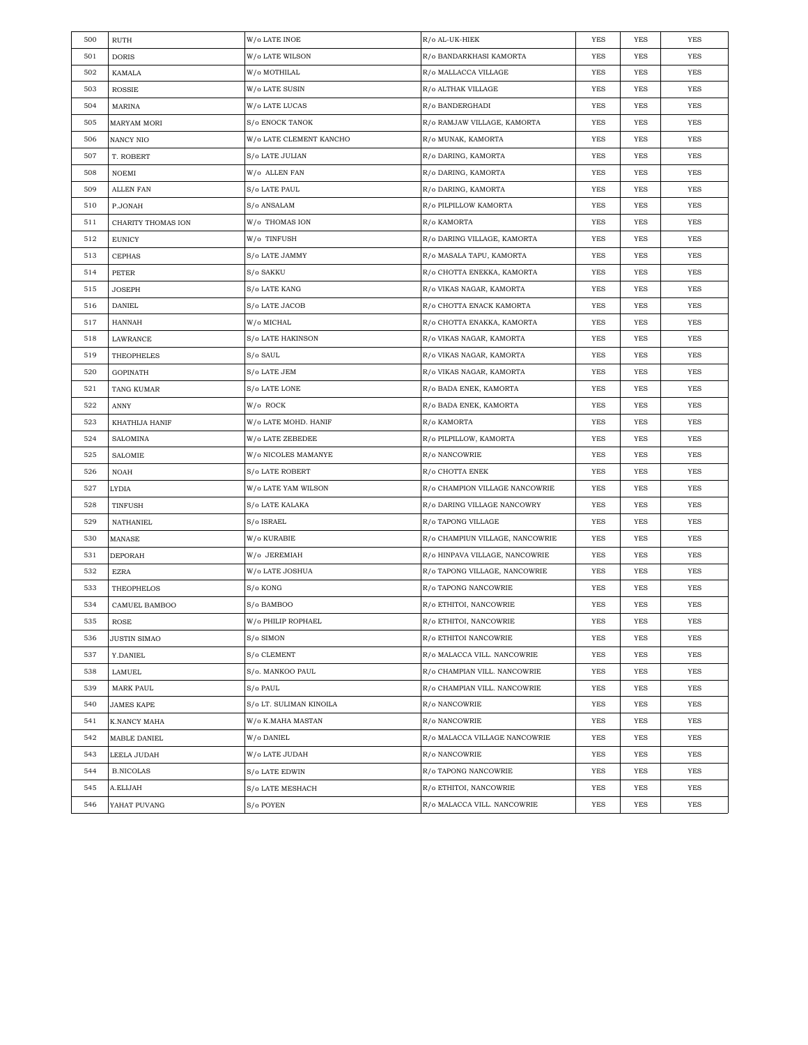| | | | | | | |
|---|---|---|---|---|---|---|
| 500 | RUTH | W/o LATE INOE | R/o AL-UK-HIEK | YES | YES | YES |
| 501 | DORIS | W/o LATE WILSON | R/o BANDARKHASI KAMORTA | YES | YES | YES |
| 502 | KAMALA | W/o MOTHILAL | R/o MALLACCA VILLAGE | YES | YES | YES |
| 503 | ROSSIE | W/o LATE SUSIN | R/o ALTHAK VILLAGE | YES | YES | YES |
| 504 | MARINA | W/o LATE LUCAS | R/o BANDERGHADI | YES | YES | YES |
| 505 | MARYAM MORI | S/o ENOCK TANOK | R/o RAMJAW VILLAGE, KAMORTA | YES | YES | YES |
| 506 | NANCY NIO | W/o LATE CLEMENT KANCHO | R/o MUNAK, KAMORTA | YES | YES | YES |
| 507 | T. ROBERT | S/o LATE JULIAN | R/o DARING, KAMORTA | YES | YES | YES |
| 508 | NOEMI | W/o ALLEN FAN | R/o DARING, KAMORTA | YES | YES | YES |
| 509 | ALLEN FAN | S/o LATE PAUL | R/o DARING, KAMORTA | YES | YES | YES |
| 510 | P.JONAH | S/o ANSALAM | R/o PILPILLOW KAMORTA | YES | YES | YES |
| 511 | CHARITY THOMAS ION | W/o THOMAS ION | R/o KAMORTA | YES | YES | YES |
| 512 | EUNICY | W/o TINFUSH | R/o DARING VILLAGE, KAMORTA | YES | YES | YES |
| 513 | CEPHAS | S/o LATE JAMMY | R/o MASALA TAPU, KAMORTA | YES | YES | YES |
| 514 | PETER | S/o SAKKU | R/o CHOTTA ENEKKA, KAMORTA | YES | YES | YES |
| 515 | JOSEPH | S/o LATE KANG | R/o VIKAS NAGAR, KAMORTA | YES | YES | YES |
| 516 | DANIEL | S/o LATE JACOB | R/o CHOTTA ENACK KAMORTA | YES | YES | YES |
| 517 | HANNAH | W/o MICHAL | R/o CHOTTA ENAKKA, KAMORTA | YES | YES | YES |
| 518 | LAWRANCE | S/o LATE HAKINSON | R/o VIKAS NAGAR, KAMORTA | YES | YES | YES |
| 519 | THEOPHELES | S/o SAUL | R/o VIKAS NAGAR, KAMORTA | YES | YES | YES |
| 520 | GOPINATH | S/o LATE JEM | R/o VIKAS NAGAR, KAMORTA | YES | YES | YES |
| 521 | TANG KUMAR | S/o LATE LONE | R/o BADA ENEK, KAMORTA | YES | YES | YES |
| 522 | ANNY | W/o ROCK | R/o BADA ENEK, KAMORTA | YES | YES | YES |
| 523 | KHATHIJA HANIF | W/o LATE MOHD. HANIF | R/o KAMORTA | YES | YES | YES |
| 524 | SALOMINA | W/o LATE ZEBEDEE | R/o PILPILLOW, KAMORTA | YES | YES | YES |
| 525 | SALOMIE | W/o NICOLES MAMANYE | R/o NANCOWRIE | YES | YES | YES |
| 526 | NOAH | S/o LATE ROBERT | R/o CHOTTA ENEK | YES | YES | YES |
| 527 | LYDIA | W/o LATE YAM WILSON | R/o CHAMPION VILLAGE NANCOWRIE | YES | YES | YES |
| 528 | TINFUSH | S/o LATE KALAKA | R/o DARING VILLAGE NANCOWRY | YES | YES | YES |
| 529 | NATHANIEL | S/o ISRAEL | R/o TAPONG VILLAGE | YES | YES | YES |
| 530 | MANASE | W/o KURABIE | R/o CHAMPIUN VILLAGE, NANCOWRIE | YES | YES | YES |
| 531 | DEPORAH | W/o JEREMIAH | R/o HINPAVA VILLAGE, NANCOWRIE | YES | YES | YES |
| 532 | EZRA | W/o LATE JOSHUA | R/o TAPONG VILLAGE, NANCOWRIE | YES | YES | YES |
| 533 | THEOPHELOS | S/o KONG | R/o TAPONG NANCOWRIE | YES | YES | YES |
| 534 | CAMUEL BAMBOO | S/o BAMBOO | R/o ETHITOI, NANCOWRIE | YES | YES | YES |
| 535 | ROSE | W/o PHILIP ROPHAEL | R/o ETHITOI, NANCOWRIE | YES | YES | YES |
| 536 | JUSTIN SIMAO | S/o SIMON | R/o ETHITOI NANCOWRIE | YES | YES | YES |
| 537 | Y.DANIEL | S/o CLEMENT | R/o MALACCA VILL. NANCOWRIE | YES | YES | YES |
| 538 | LAMUEL | S/o. MANKOO PAUL | R/o CHAMPIAN VILL. NANCOWRIE | YES | YES | YES |
| 539 | MARK PAUL | S/o PAUL | R/o CHAMPIAN VILL. NANCOWRIE | YES | YES | YES |
| 540 | JAMES KAPE | S/o LT. SULIMAN KINOILA | R/o NANCOWRIE | YES | YES | YES |
| 541 | K.NANCY MAHA | W/o K.MAHA MASTAN | R/o NANCOWRIE | YES | YES | YES |
| 542 | MABLE DANIEL | W/o DANIEL | R/o MALACCA VILLAGE NANCOWRIE | YES | YES | YES |
| 543 | LEELA JUDAH | W/o LATE JUDAH | R/o NANCOWRIE | YES | YES | YES |
| 544 | B.NICOLAS | S/o LATE EDWIN | R/o TAPONG NANCOWRIE | YES | YES | YES |
| 545 | A.ELIJAH | S/o LATE MESHACH | R/o ETHITOI, NANCOWRIE | YES | YES | YES |
| 546 | YAHAT PUVANG | S/o POYEN | R/o MALACCA VILL. NANCOWRIE | YES | YES | YES |